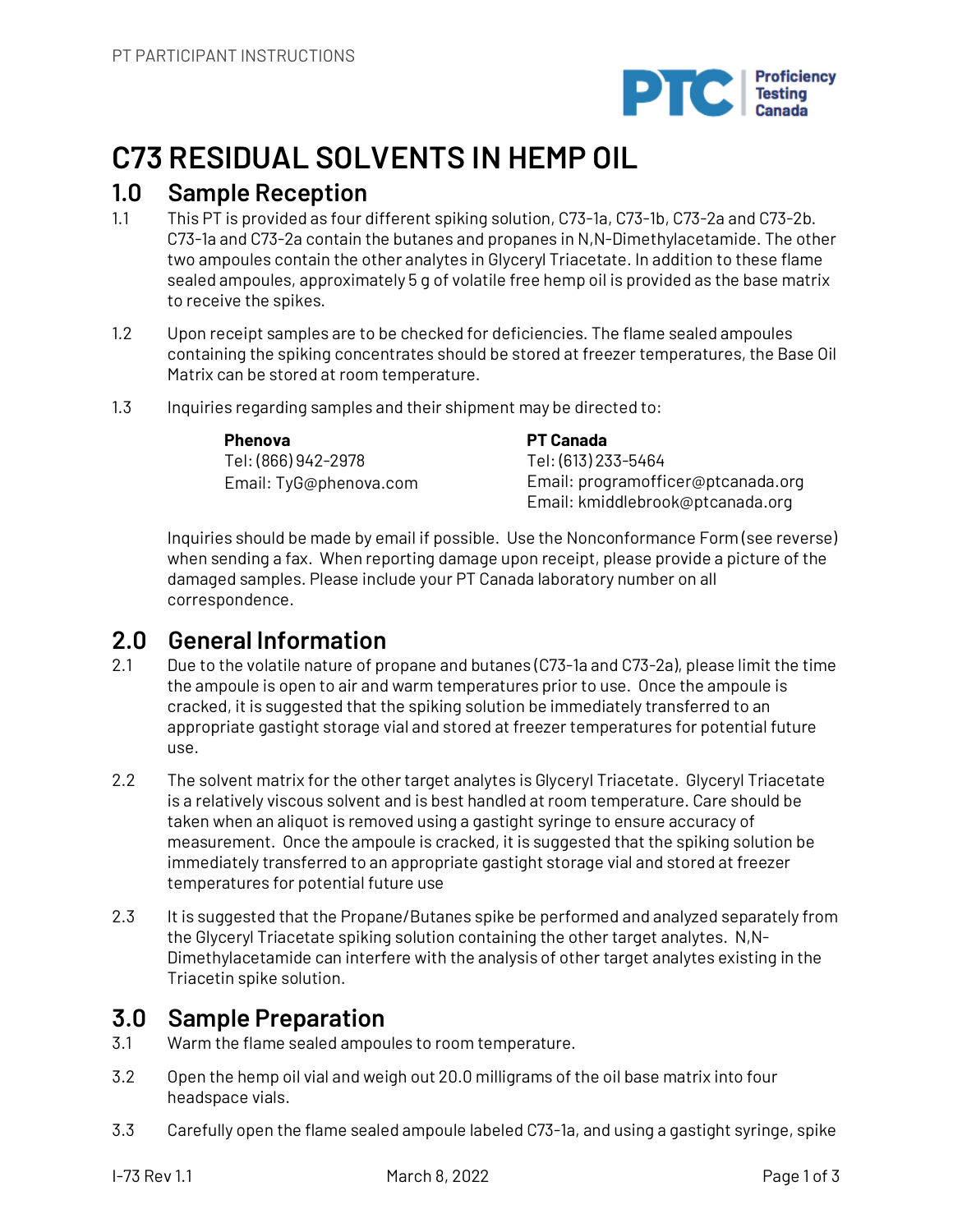# C73 RESIDUAL SOLVENTS IN HEMP OIL

## 1.0 Sample Reception

1.1 This PT is provided as four different spiking solution, C73-1a, C73-1b, C73-2a and C73-2b. C73-1a and C73-2a contain the butanes and propanes in N,N-Dimethylacetamide. The other two ampoules contain the other analytes in Glyceryl Triacetate. In addition to these flame sealed ampoules, approximately 5 g of volatile free hemp oil is provided as the base matrix to receive the spikes.

1.2 Upon receipt samples are to be checked for deficiencies. The flame sealed ampoules containing the spiking concentrates should be stored at freezer temperatures, the Base Oil Matrix can be stored at room temperature.

1.3 Inquiries regarding samples and their shipment may be directed to:

**Phenova**
Tel: (866) 942-2978
Email: TyG@phenova.com

**PT Canada**
Tel: (613) 233-5464
Email: programofficer@ptcanada.org
Email: kmiddlebrook@ptcanada.org

Inquiries should be made by email if possible. Use the Nonconformance Form (see reverse) when sending a fax. When reporting damage upon receipt, please provide a picture of the damaged samples. Please include your PT Canada laboratory number on all correspondence.

## 2.0 General Information

2.1 Due to the volatile nature of propane and butanes (C73-1a and C73-2a), please limit the time the ampoule is open to air and warm temperatures prior to use. Once the ampoule is cracked, it is suggested that the spiking solution be immediately transferred to an appropriate gastight storage vial and stored at freezer temperatures for potential future use.

2.2 The solvent matrix for the other target analytes is Glyceryl Triacetate. Glyceryl Triacetate is a relatively viscous solvent and is best handled at room temperature. Care should be taken when an aliquot is removed using a gastight syringe to ensure accuracy of measurement. Once the ampoule is cracked, it is suggested that the spiking solution be immediately transferred to an appropriate gastight storage vial and stored at freezer temperatures for potential future use

2.3 It is suggested that the Propane/Butanes spike be performed and analyzed separately from the Glyceryl Triacetate spiking solution containing the other target analytes. N,N-Dimethylacetamide can interfere with the analysis of other target analytes existing in the Triacetin spike solution.

## 3.0 Sample Preparation

3.1 Warm the flame sealed ampoules to room temperature.

3.2 Open the hemp oil vial and weigh out 20.0 milligrams of the oil base matrix into four headspace vials.

3.3 Carefully open the flame sealed ampoule labeled C73-1a, and using a gastight syringe, spike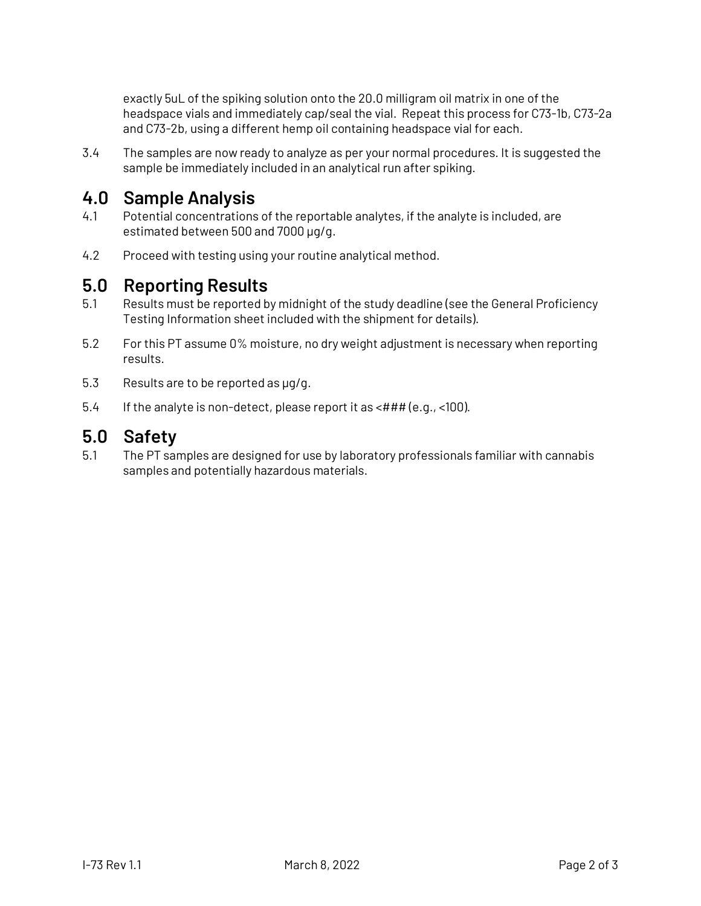exactly 5uL of the spiking solution onto the 20.0 milligram oil matrix in one of the headspace vials and immediately cap/seal the vial. Repeat this process for C73-1b, C73-2a and C73-2b, using a different hemp oil containing headspace vial for each.

3.4 The samples are now ready to analyze as per your normal procedures. It is suggested the sample be immediately included in an analytical run after spiking.

## 4.0 Sample Analysis

4.1 Potential concentrations of the reportable analytes, if the analyte is included, are estimated between 500 and 7000 µg/g.

4.2 Proceed with testing using your routine analytical method.

## 5.0 Reporting Results

5.1 Results must be reported by midnight of the study deadline (see the General Proficiency Testing Information sheet included with the shipment for details).

5.2 For this PT assume 0% moisture, no dry weight adjustment is necessary when reporting results.

5.3 Results are to be reported as µg/g.

5.4 If the analyte is non-detect, please report it as <### (e.g., <100).

## 5.0 Safety

5.1 The PT samples are designed for use by laboratory professionals familiar with cannabis samples and potentially hazardous materials.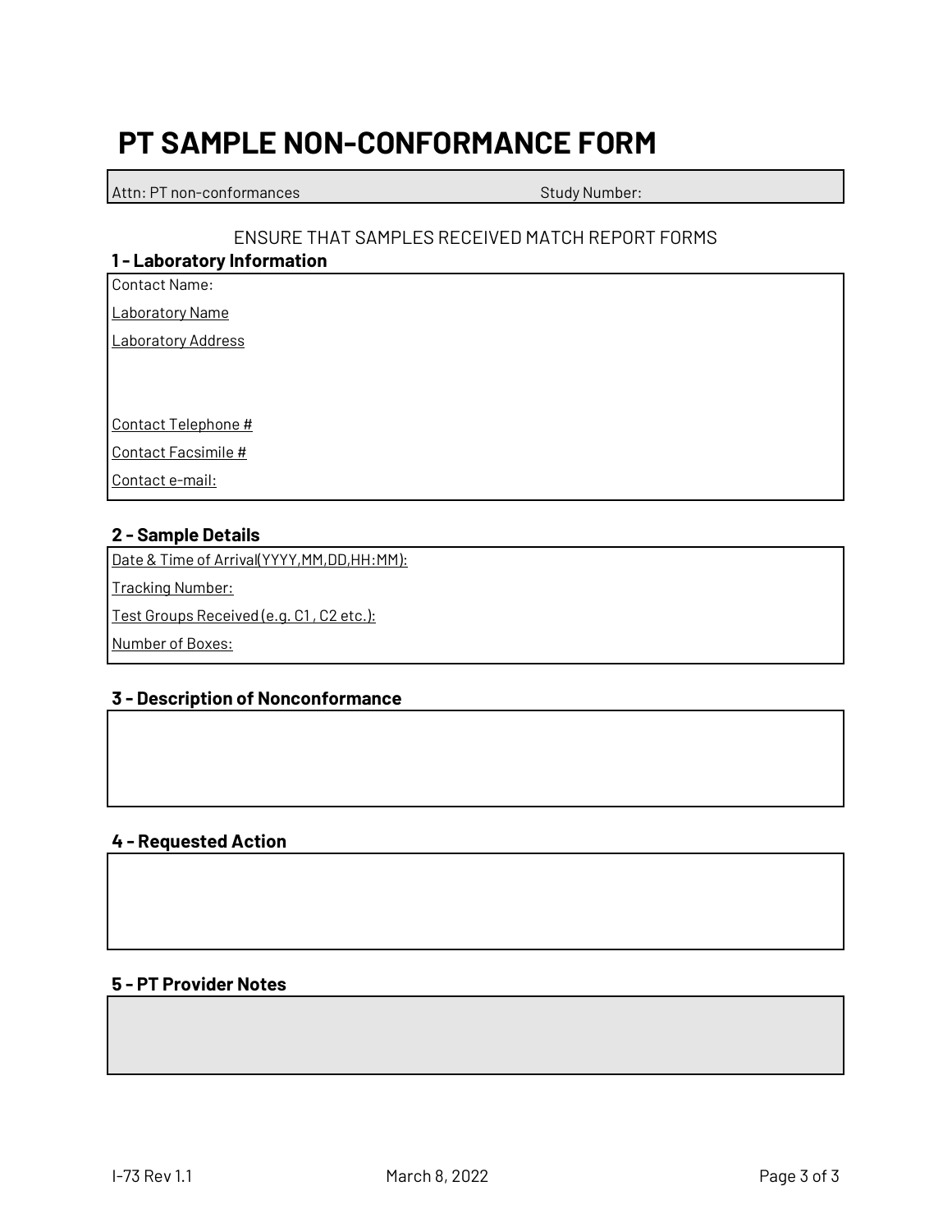# PT SAMPLE NON-CONFORMANCE FORM

Attn: PT non-conformances | Study Number:

ENSURE THAT SAMPLES RECEIVED MATCH REPORT FORMS

### 1 - Laboratory Information

Contact Name:

Laboratory Name

Laboratory Address

Contact Telephone #

Contact Facsimile #

Contact e-mail:

### 2 - Sample Details

Date & Time of Arrival(YYYY,MM,DD,HH:MM):

Tracking Number:

Test Groups Received (e.g. C1 , C2 etc.):

Number of Boxes:

### 3 - Description of Nonconformance

### 4 - Requested Action

### 5 - PT Provider Notes

I-73 Rev 1.1 March 8, 2022